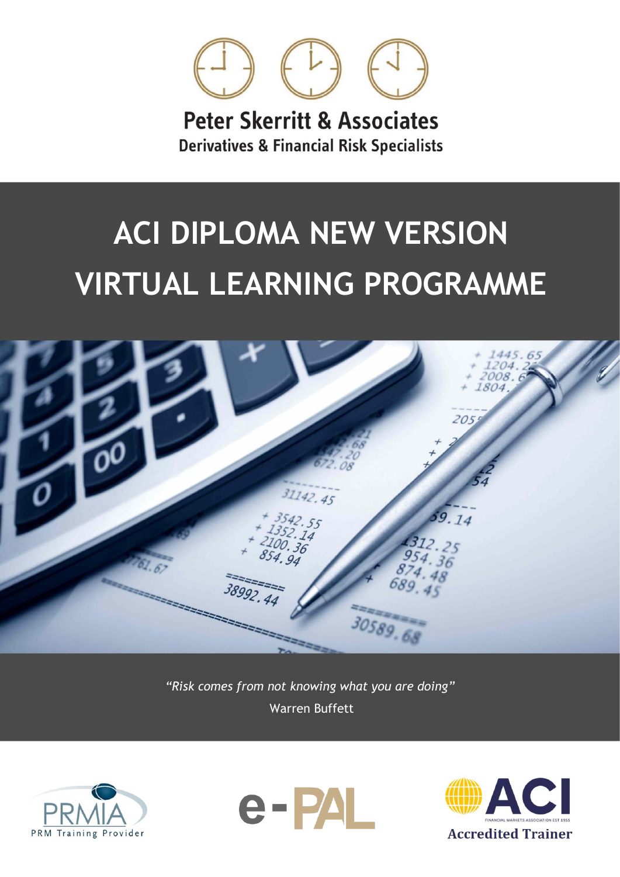Peter Skerritt & Associates

Derivatives & Financial Risk Specialists

# ACI DIPLOMA NEW VERSION VIRTUAL LEARNING PROGRAMME

*"Risk comes from not knowing what you are doing"*

Warren Buffett

PRMIA PRM Training Provider

e-PAL

ACI Accredited Trainer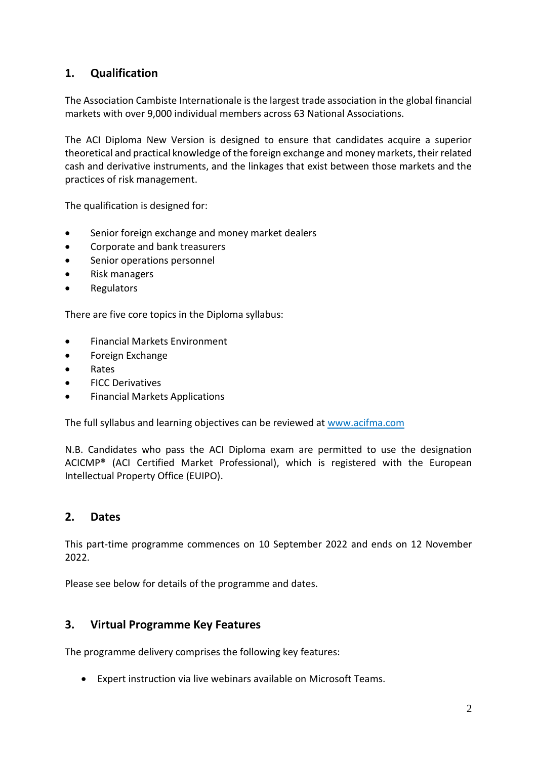## 1. Qualification

The Association Cambiste Internationale is the largest trade association in the global financial markets with over 9,000 individual members across 63 National Associations.

The ACI Diploma New Version is designed to ensure that candidates acquire a superior theoretical and practical knowledge of the foreign exchange and money markets, their related cash and derivative instruments, and the linkages that exist between those markets and the practices of risk management.

The qualification is designed for:

- Senior foreign exchange and money market dealers
- Corporate and bank treasurers
- Senior operations personnel
- Risk managers
- Regulators

There are five core topics in the Diploma syllabus:

- Financial Markets Environment
- Foreign Exchange
- Rates
- FICC Derivatives
- Financial Markets Applications

The full syllabus and learning objectives can be reviewed at [www.acifma.com](www.acifma.com)

N.B. Candidates who pass the ACI Diploma exam are permitted to use the designation ACICMP® (ACI Certified Market Professional), which is registered with the European Intellectual Property Office (EUIPO).

## 2. Dates

This part-time programme commences on 10 September 2022 and ends on 12 November 2022.

Please see below for details of the programme and dates.

## 3. Virtual Programme Key Features

The programme delivery comprises the following key features:

- Expert instruction via live webinars available on Microsoft Teams.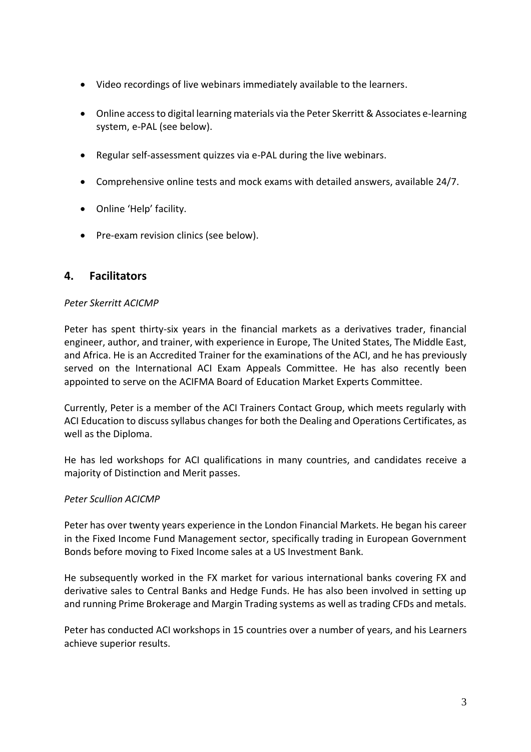- Video recordings of live webinars immediately available to the learners.
- Online access to digital learning materials via the Peter Skerritt & Associates e-learning system, e-PAL (see below).
- Regular self-assessment quizzes via e-PAL during the live webinars.
- Comprehensive online tests and mock exams with detailed answers, available 24/7.
- Online 'Help' facility.
- Pre-exam revision clinics (see below).

## 4. Facilitators

*Peter Skerritt ACICMP*

Peter has spent thirty-six years in the financial markets as a derivatives trader, financial engineer, author, and trainer, with experience in Europe, The United States, The Middle East, and Africa. He is an Accredited Trainer for the examinations of the ACI, and he has previously served on the International ACI Exam Appeals Committee. He has also recently been appointed to serve on the ACIFMA Board of Education Market Experts Committee.

Currently, Peter is a member of the ACI Trainers Contact Group, which meets regularly with ACI Education to discuss syllabus changes for both the Dealing and Operations Certificates, as well as the Diploma.

He has led workshops for ACI qualifications in many countries, and candidates receive a majority of Distinction and Merit passes.

*Peter Scullion ACICMP*

Peter has over twenty years experience in the London Financial Markets. He began his career in the Fixed Income Fund Management sector, specifically trading in European Government Bonds before moving to Fixed Income sales at a US Investment Bank.

He subsequently worked in the FX market for various international banks covering FX and derivative sales to Central Banks and Hedge Funds. He has also been involved in setting up and running Prime Brokerage and Margin Trading systems as well as trading CFDs and metals.

Peter has conducted ACI workshops in 15 countries over a number of years, and his Learners achieve superior results.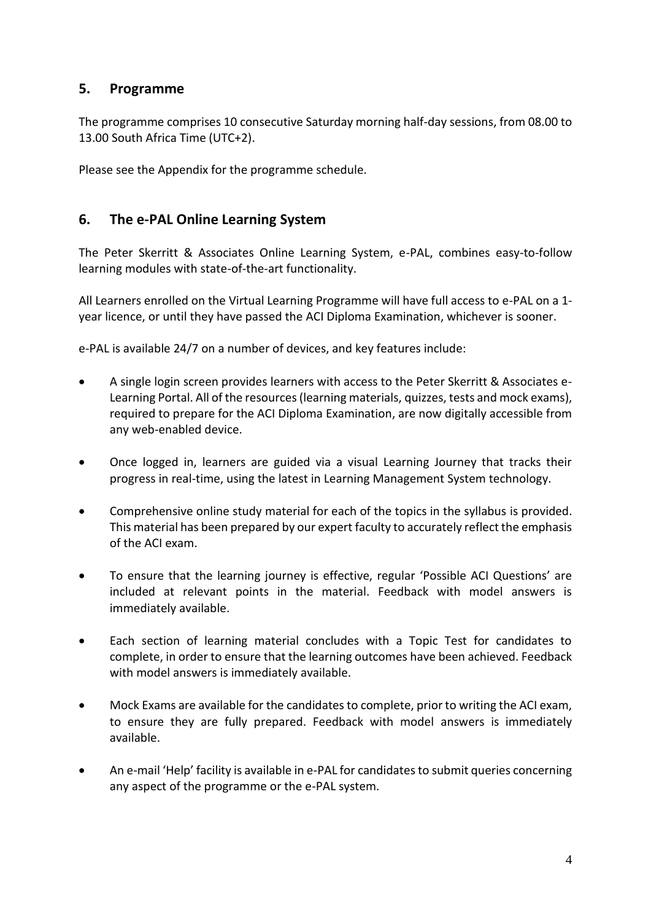## 5. Programme

The programme comprises 10 consecutive Saturday morning half-day sessions, from 08.00 to 13.00 South Africa Time (UTC+2).

Please see the Appendix for the programme schedule.

## 6. The e-PAL Online Learning System

The Peter Skerritt & Associates Online Learning System, e-PAL, combines easy-to-follow learning modules with state-of-the-art functionality.

All Learners enrolled on the Virtual Learning Programme will have full access to e-PAL on a 1-year licence, or until they have passed the ACI Diploma Examination, whichever is sooner.

e-PAL is available 24/7 on a number of devices, and key features include:

- A single login screen provides learners with access to the Peter Skerritt & Associates e-Learning Portal. All of the resources (learning materials, quizzes, tests and mock exams), required to prepare for the ACI Diploma Examination, are now digitally accessible from any web-enabled device.
- Once logged in, learners are guided via a visual Learning Journey that tracks their progress in real-time, using the latest in Learning Management System technology.
- Comprehensive online study material for each of the topics in the syllabus is provided. This material has been prepared by our expert faculty to accurately reflect the emphasis of the ACI exam.
- To ensure that the learning journey is effective, regular 'Possible ACI Questions' are included at relevant points in the material. Feedback with model answers is immediately available.
- Each section of learning material concludes with a Topic Test for candidates to complete, in order to ensure that the learning outcomes have been achieved. Feedback with model answers is immediately available.
- Mock Exams are available for the candidates to complete, prior to writing the ACI exam, to ensure they are fully prepared. Feedback with model answers is immediately available.
- An e-mail 'Help' facility is available in e-PAL for candidates to submit queries concerning any aspect of the programme or the e-PAL system.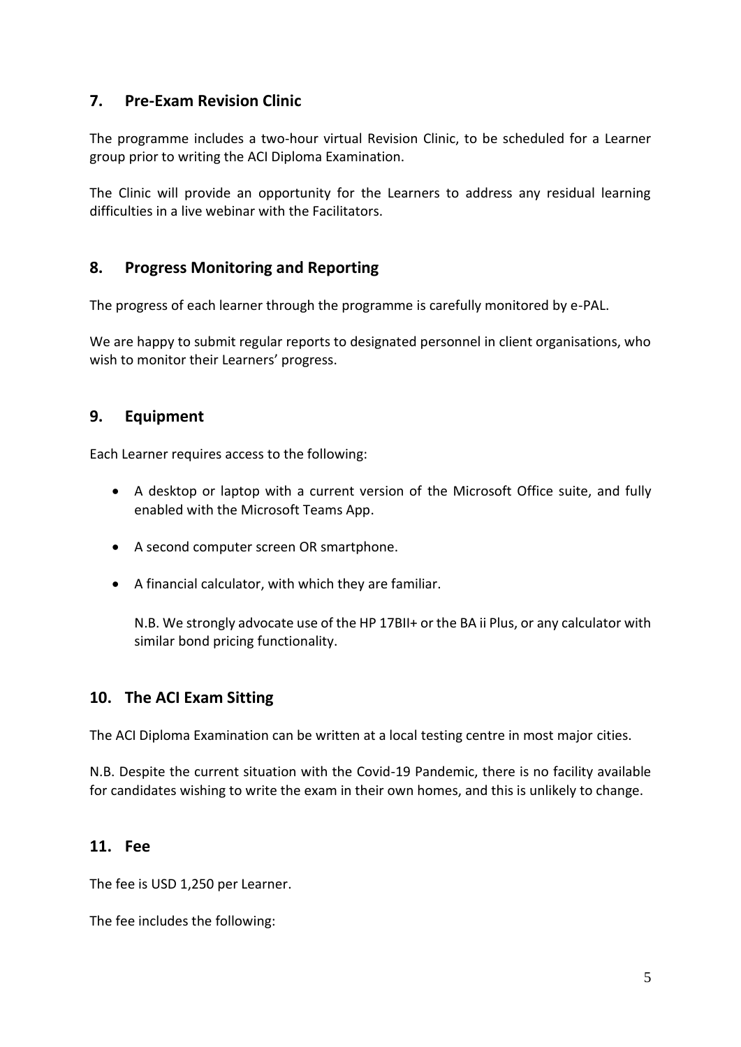## 7. Pre-Exam Revision Clinic

The programme includes a two-hour virtual Revision Clinic, to be scheduled for a Learner group prior to writing the ACI Diploma Examination.

The Clinic will provide an opportunity for the Learners to address any residual learning difficulties in a live webinar with the Facilitators.

## 8. Progress Monitoring and Reporting

The progress of each learner through the programme is carefully monitored by e-PAL.

We are happy to submit regular reports to designated personnel in client organisations, who wish to monitor their Learners' progress.

## 9. Equipment

Each Learner requires access to the following:

- A desktop or laptop with a current version of the Microsoft Office suite, and fully enabled with the Microsoft Teams App.
- A second computer screen OR smartphone.
- A financial calculator, with which they are familiar.

  N.B. We strongly advocate use of the HP 17BII+ or the BA ii Plus, or any calculator with similar bond pricing functionality.

## 10. The ACI Exam Sitting

The ACI Diploma Examination can be written at a local testing centre in most major cities.

N.B. Despite the current situation with the Covid-19 Pandemic, there is no facility available for candidates wishing to write the exam in their own homes, and this is unlikely to change.

## 11. Fee

The fee is USD 1,250 per Learner.

The fee includes the following: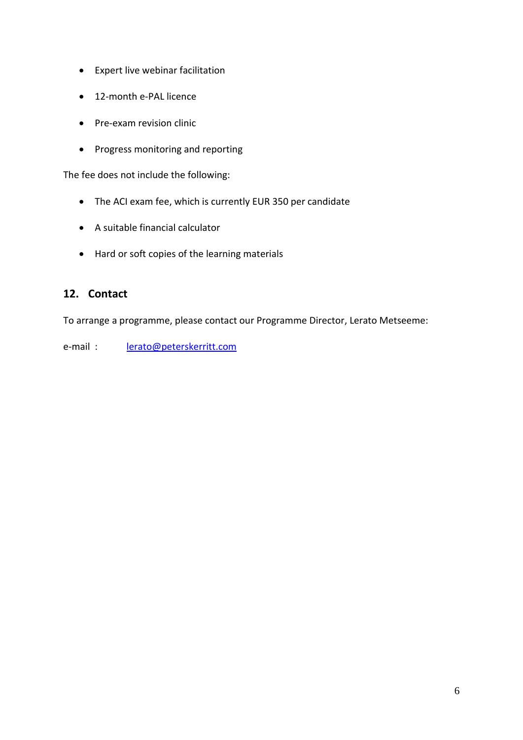- Expert live webinar facilitation
- 12-month e-PAL licence
- Pre-exam revision clinic
- Progress monitoring and reporting

The fee does not include the following:

- The ACI exam fee, which is currently EUR 350 per candidate
- A suitable financial calculator
- Hard or soft copies of the learning materials

## 12. Contact

To arrange a programme, please contact our Programme Director, Lerato Metseeme:

e-mail : lerato@peterskerritt.com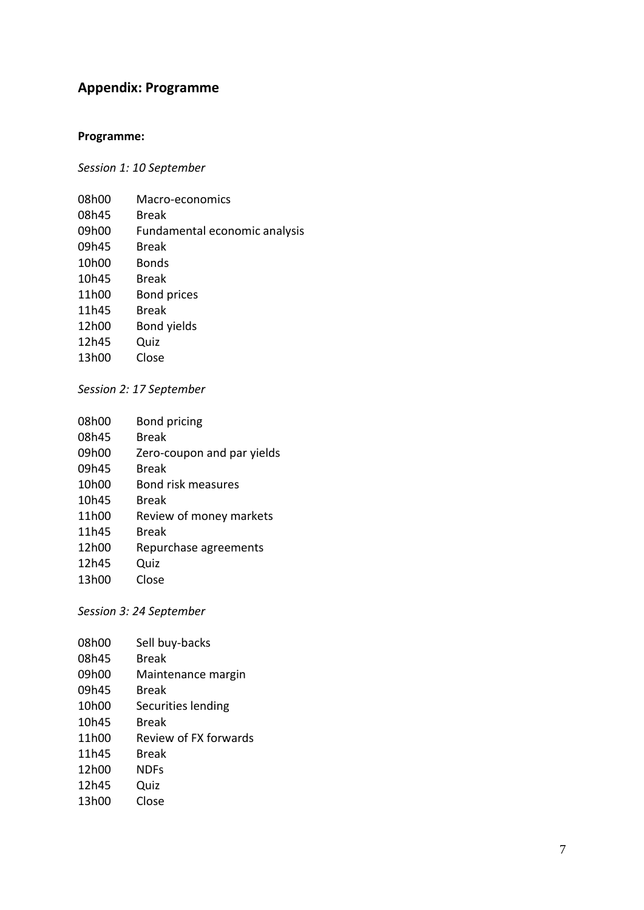## Appendix: Programme

**Programme:**

*Session 1: 10 September*

| | |
|---|---|
| 08h00 | Macro-economics |
| 08h45 | Break |
| 09h00 | Fundamental economic analysis |
| 09h45 | Break |
| 10h00 | Bonds |
| 10h45 | Break |
| 11h00 | Bond prices |
| 11h45 | Break |
| 12h00 | Bond yields |
| 12h45 | Quiz |
| 13h00 | Close |

*Session 2: 17 September*

| | |
|---|---|
| 08h00 | Bond pricing |
| 08h45 | Break |
| 09h00 | Zero-coupon and par yields |
| 09h45 | Break |
| 10h00 | Bond risk measures |
| 10h45 | Break |
| 11h00 | Review of money markets |
| 11h45 | Break |
| 12h00 | Repurchase agreements |
| 12h45 | Quiz |
| 13h00 | Close |

*Session 3: 24 September*

| | |
|---|---|
| 08h00 | Sell buy-backs |
| 08h45 | Break |
| 09h00 | Maintenance margin |
| 09h45 | Break |
| 10h00 | Securities lending |
| 10h45 | Break |
| 11h00 | Review of FX forwards |
| 11h45 | Break |
| 12h00 | NDFs |
| 12h45 | Quiz |
| 13h00 | Close |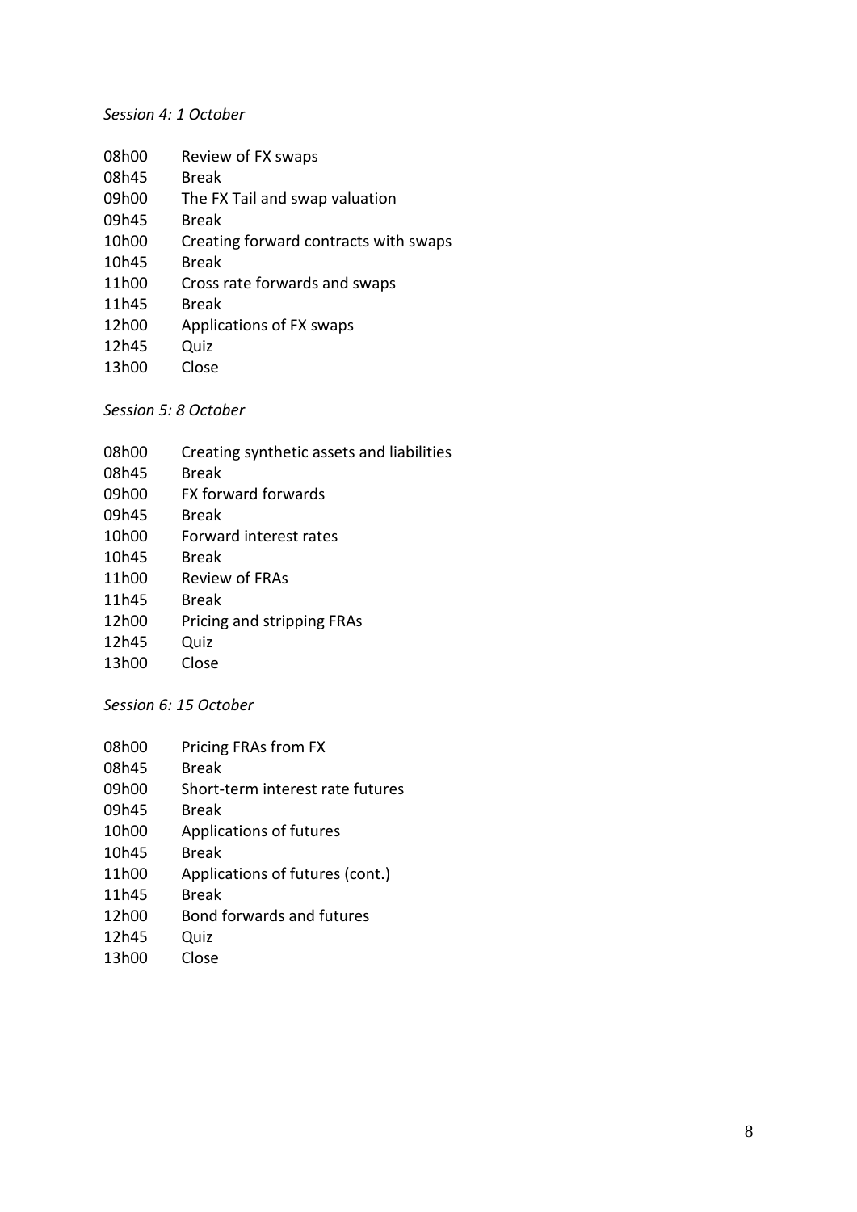*Session 4: 1 October*

| | |
|---|---|
| 08h00 | Review of FX swaps |
| 08h45 | Break |
| 09h00 | The FX Tail and swap valuation |
| 09h45 | Break |
| 10h00 | Creating forward contracts with swaps |
| 10h45 | Break |
| 11h00 | Cross rate forwards and swaps |
| 11h45 | Break |
| 12h00 | Applications of FX swaps |
| 12h45 | Quiz |
| 13h00 | Close |

*Session 5: 8 October*

| | |
|---|---|
| 08h00 | Creating synthetic assets and liabilities |
| 08h45 | Break |
| 09h00 | FX forward forwards |
| 09h45 | Break |
| 10h00 | Forward interest rates |
| 10h45 | Break |
| 11h00 | Review of FRAs |
| 11h45 | Break |
| 12h00 | Pricing and stripping FRAs |
| 12h45 | Quiz |
| 13h00 | Close |

*Session 6: 15 October*

| | |
|---|---|
| 08h00 | Pricing FRAs from FX |
| 08h45 | Break |
| 09h00 | Short-term interest rate futures |
| 09h45 | Break |
| 10h00 | Applications of futures |
| 10h45 | Break |
| 11h00 | Applications of futures (cont.) |
| 11h45 | Break |
| 12h00 | Bond forwards and futures |
| 12h45 | Quiz |
| 13h00 | Close |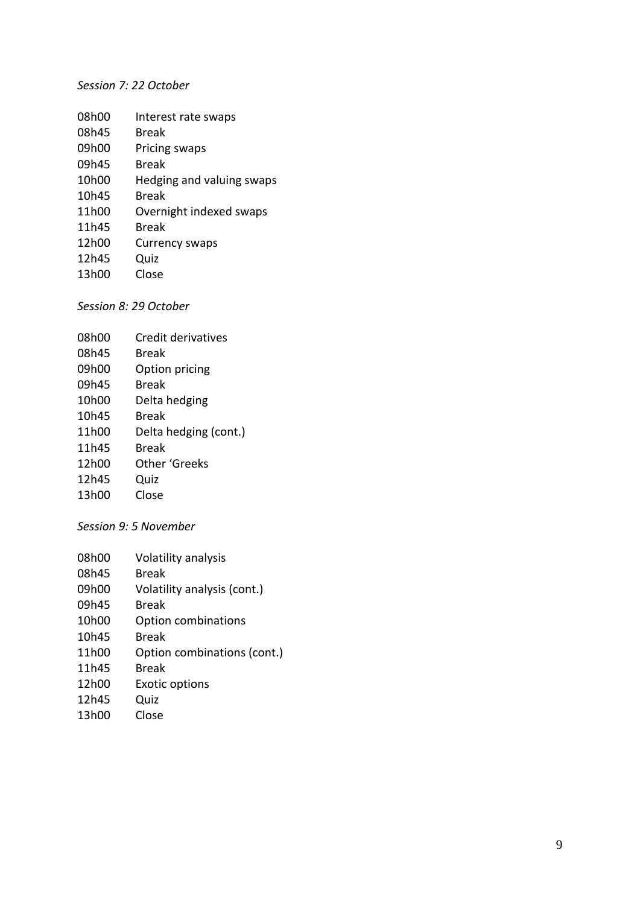*Session 7: 22 October*

08h00 Interest rate swaps
08h45 Break
09h00 Pricing swaps
09h45 Break
10h00 Hedging and valuing swaps
10h45 Break
11h00 Overnight indexed swaps
11h45 Break
12h00 Currency swaps
12h45 Quiz
13h00 Close

*Session 8: 29 October*

08h00 Credit derivatives
08h45 Break
09h00 Option pricing
09h45 Break
10h00 Delta hedging
10h45 Break
11h00 Delta hedging (cont.)
11h45 Break
12h00 Other 'Greeks
12h45 Quiz
13h00 Close

*Session 9: 5 November*

08h00 Volatility analysis
08h45 Break
09h00 Volatility analysis (cont.)
09h45 Break
10h00 Option combinations
10h45 Break
11h00 Option combinations (cont.)
11h45 Break
12h00 Exotic options
12h45 Quiz
13h00 Close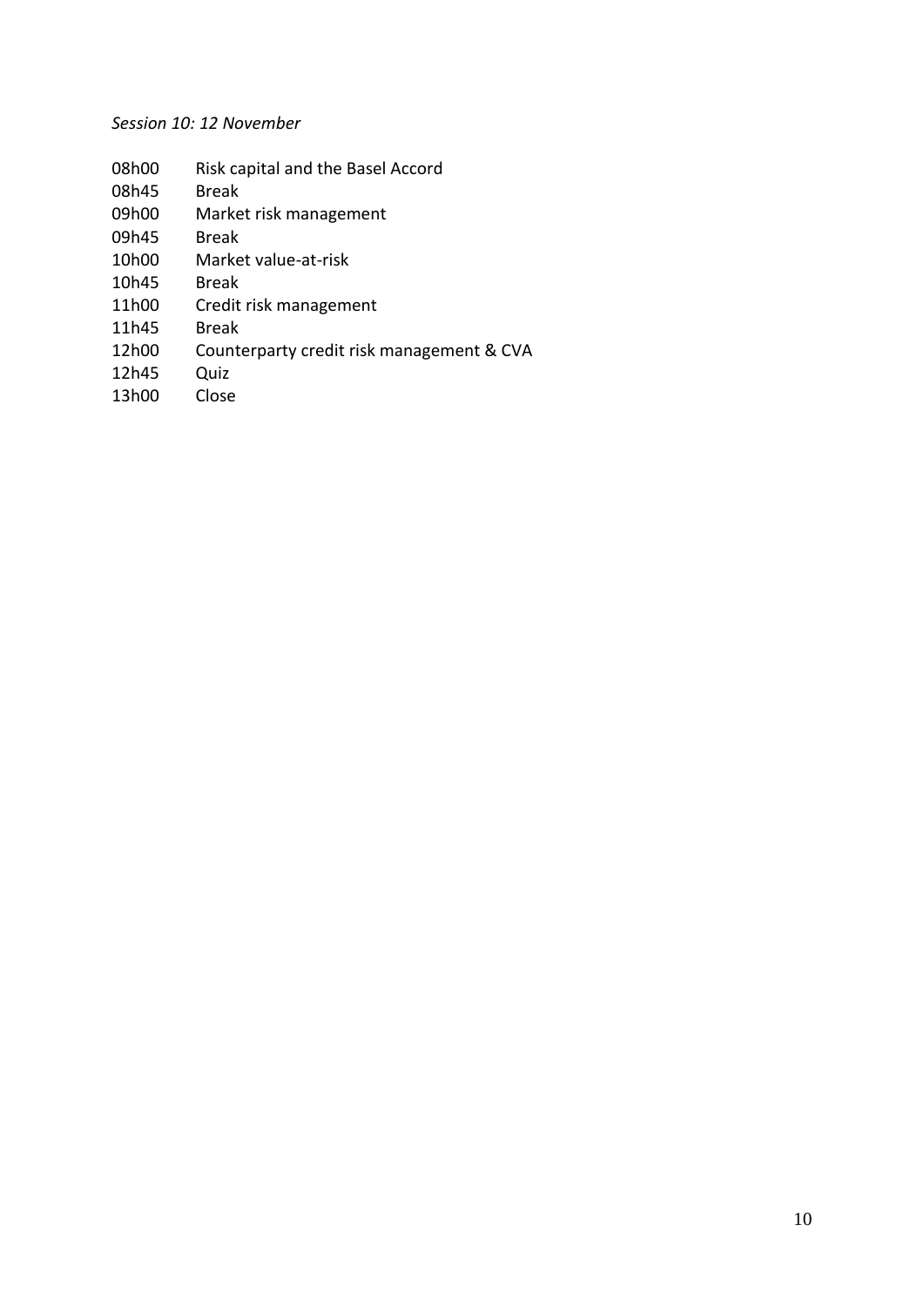*Session 10: 12 November*

| | |
|---|---|
| 08h00 | Risk capital and the Basel Accord |
| 08h45 | Break |
| 09h00 | Market risk management |
| 09h45 | Break |
| 10h00 | Market value-at-risk |
| 10h45 | Break |
| 11h00 | Credit risk management |
| 11h45 | Break |
| 12h00 | Counterparty credit risk management & CVA |
| 12h45 | Quiz |
| 13h00 | Close |